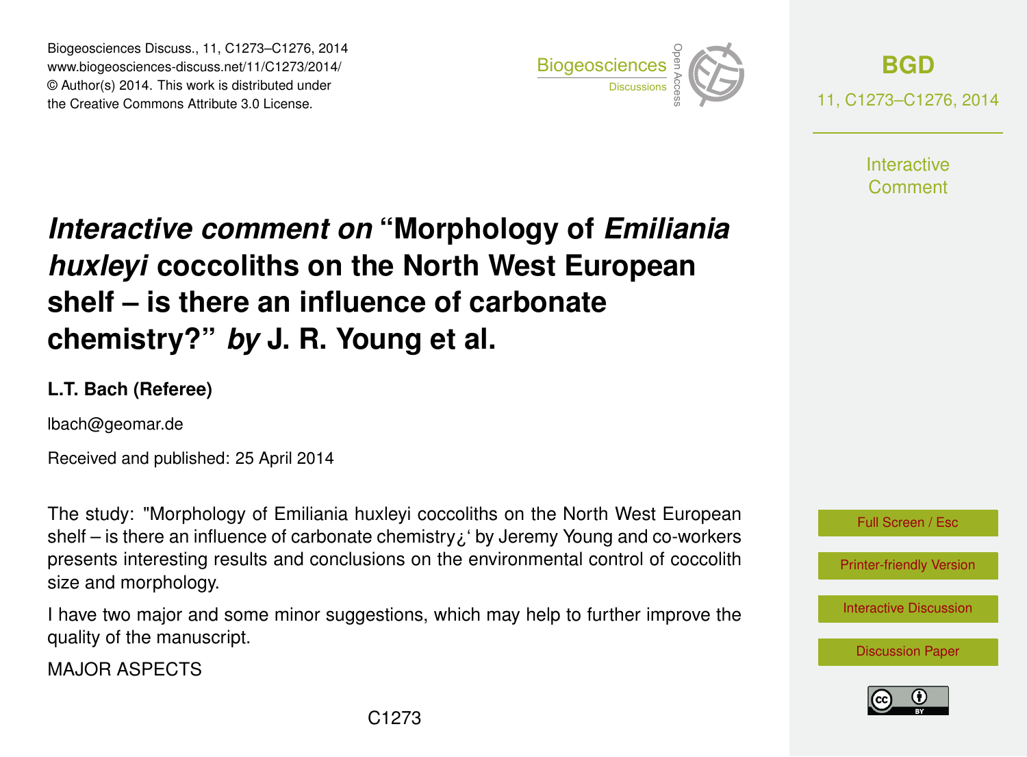# *Interactive comment on* "Morphology of *Emiliania huxleyi* coccoliths on the North West European shelf – is there an influence of carbonate chemistry?" *by* J. R. Young et al.

**L.T. Bach (Referee)**

lbach@geomar.de

Received and published: 25 April 2014

The study: "Morphology of Emiliania huxleyi coccoliths on the North West European shelf – is there an influence of carbonate chemistry¿' by Jeremy Young and co-workers presents interesting results and conclusions on the environmental control of coccolith size and morphology.

I have two major and some minor suggestions, which may help to further improve the quality of the manuscript.

MAJOR ASPECTS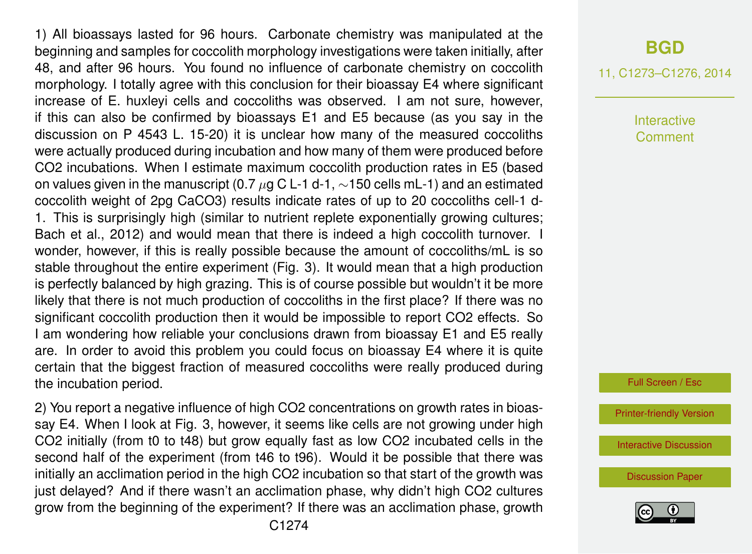1) All bioassays lasted for 96 hours. Carbonate chemistry was manipulated at the beginning and samples for coccolith morphology investigations were taken initially, after 48, and after 96 hours. You found no influence of carbonate chemistry on coccolith morphology. I totally agree with this conclusion for their bioassay E4 where significant increase of E. huxleyi cells and coccoliths was observed. I am not sure, however, if this can also be confirmed by bioassays E1 and E5 because (as you say in the discussion on P 4543 L. 15-20) it is unclear how many of the measured coccoliths were actually produced during incubation and how many of them were produced before $CO_2$ incubations. When I estimate maximum coccolith production rates in E5 (based on values given in the manuscript (0.7 $\mu$g C $L^{-1}$ $d^{-1}$, ~150 cells $mL^{-1}$) and an estimated coccolith weight of 2pg $CaCO_3$) results indicate rates of up to 20 coccoliths $cell^{-1}$ $d^{-1}$. This is surprisingly high (similar to nutrient replete exponentially growing cultures; Bach et al., 2012) and would mean that there is indeed a high coccolith turnover. I wonder, however, if this is really possible because the amount of coccoliths/mL is so stable throughout the entire experiment (Fig. 3). It would mean that a high production is perfectly balanced by high grazing. This is of course possible but wouldn't it be more likely that there is not much production of coccoliths in the first place? If there was no significant coccolith production then it would be impossible to report $CO_2$ effects. So I am wondering how reliable your conclusions drawn from bioassay E1 and E5 really are. In order to avoid this problem you could focus on bioassay E4 where it is quite certain that the biggest fraction of measured coccoliths were really produced during the incubation period.

2) You report a negative influence of high $CO_2$ concentrations on growth rates in bioassay E4. When I look at Fig. 3, however, it seems like cells are not growing under high $CO_2$ initially (from t0 to t48) but grow equally fast as low $CO_2$ incubated cells in the second half of the experiment (from t46 to t96). Would it be possible that there was initially an acclimation period in the high $CO_2$ incubation so that start of the growth was just delayed? And if there wasn't an acclimation phase, why didn't high $CO_2$ cultures grow from the beginning of the experiment? If there was an acclimation phase, growth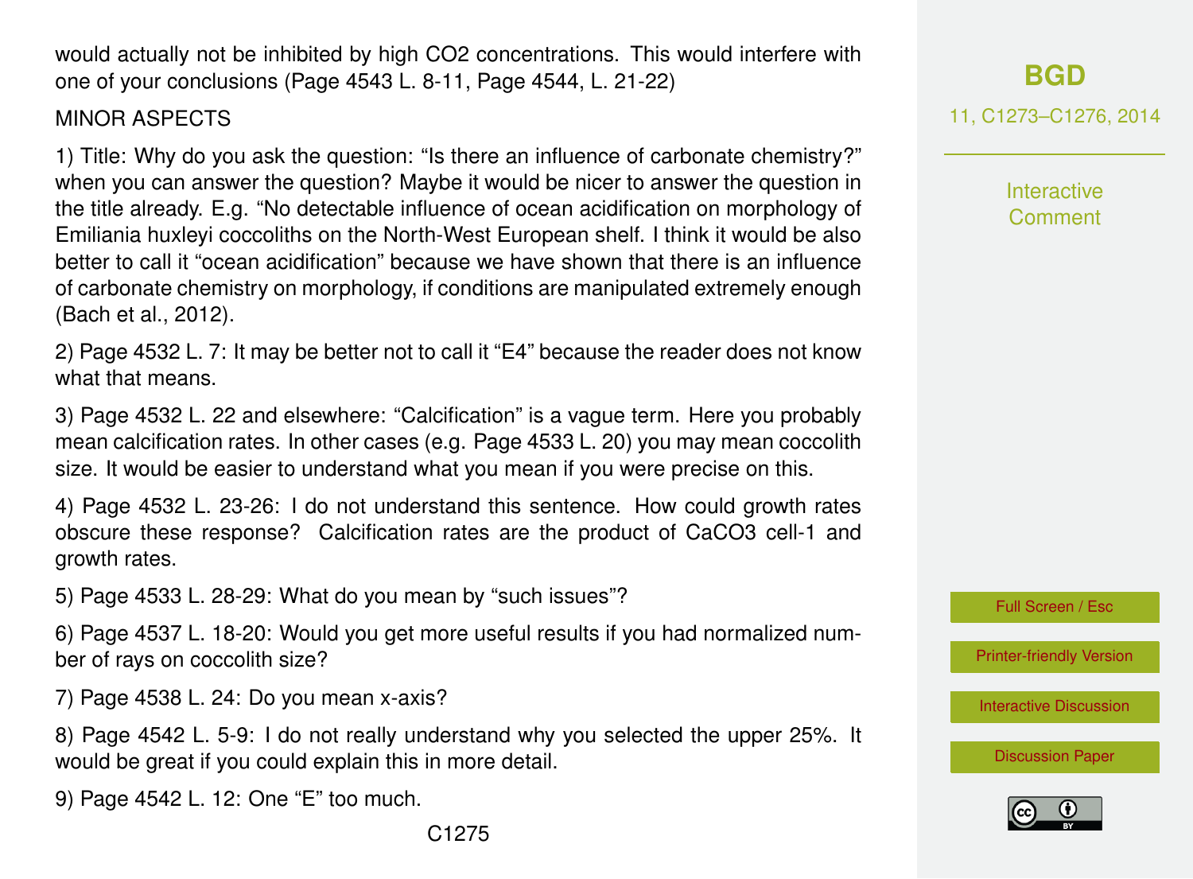would actually not be inhibited by high CO2 concentrations. This would interfere with one of your conclusions (Page 4543 L. 8-11, Page 4544, L. 21-22)

MINOR ASPECTS

1) Title: Why do you ask the question: "Is there an influence of carbonate chemistry?" when you can answer the question? Maybe it would be nicer to answer the question in the title already. E.g. "No detectable influence of ocean acidification on morphology of Emiliania huxleyi coccoliths on the North-West European shelf. I think it would be also better to call it "ocean acidification" because we have shown that there is an influence of carbonate chemistry on morphology, if conditions are manipulated extremely enough (Bach et al., 2012).

2) Page 4532 L. 7: It may be better not to call it "E4" because the reader does not know what that means.

3) Page 4532 L. 22 and elsewhere: "Calcification" is a vague term. Here you probably mean calcification rates. In other cases (e.g. Page 4533 L. 20) you may mean coccolith size. It would be easier to understand what you mean if you were precise on this.

4) Page 4532 L. 23-26: I do not understand this sentence. How could growth rates obscure these response? Calcification rates are the product of $CaCO_3$ $cell^{-1}$ and growth rates.

5) Page 4533 L. 28-29: What do you mean by "such issues"?

6) Page 4537 L. 18-20: Would you get more useful results if you had normalized number of rays on coccolith size?

7) Page 4538 L. 24: Do you mean x-axis?

8) Page 4542 L. 5-9: I do not really understand why you selected the upper 25%. It would be great if you could explain this in more detail.

9) Page 4542 L. 12: One "E" too much.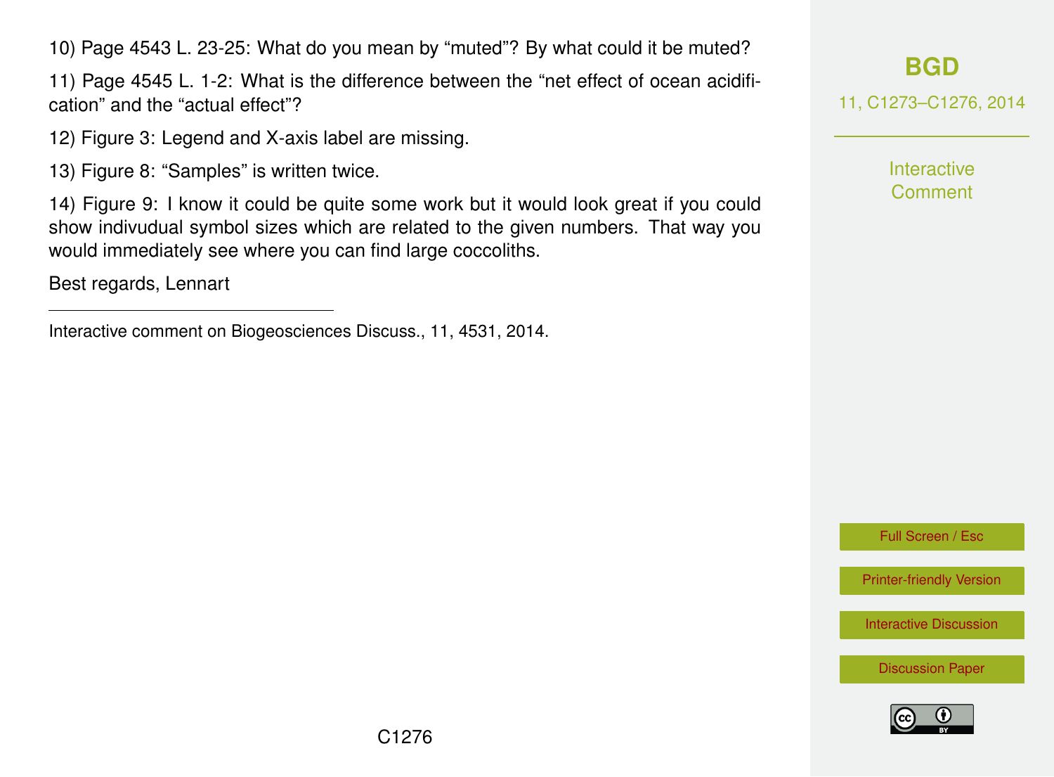10) Page 4543 L. 23-25: What do you mean by “muted”? By what could it be muted?

11) Page 4545 L. 1-2: What is the difference between the “net effect of ocean acidification” and the “actual effect”?

12) Figure 3: Legend and X-axis label are missing.

13) Figure 8: “Samples” is written twice.

14) Figure 9: I know it could be quite some work but it would look great if you could show indivudual symbol sizes which are related to the given numbers. That way you would immediately see where you can find large coccoliths.

Best regards, Lennart

---

Interactive comment on Biogeosciences Discuss., 11, 4531, 2014.